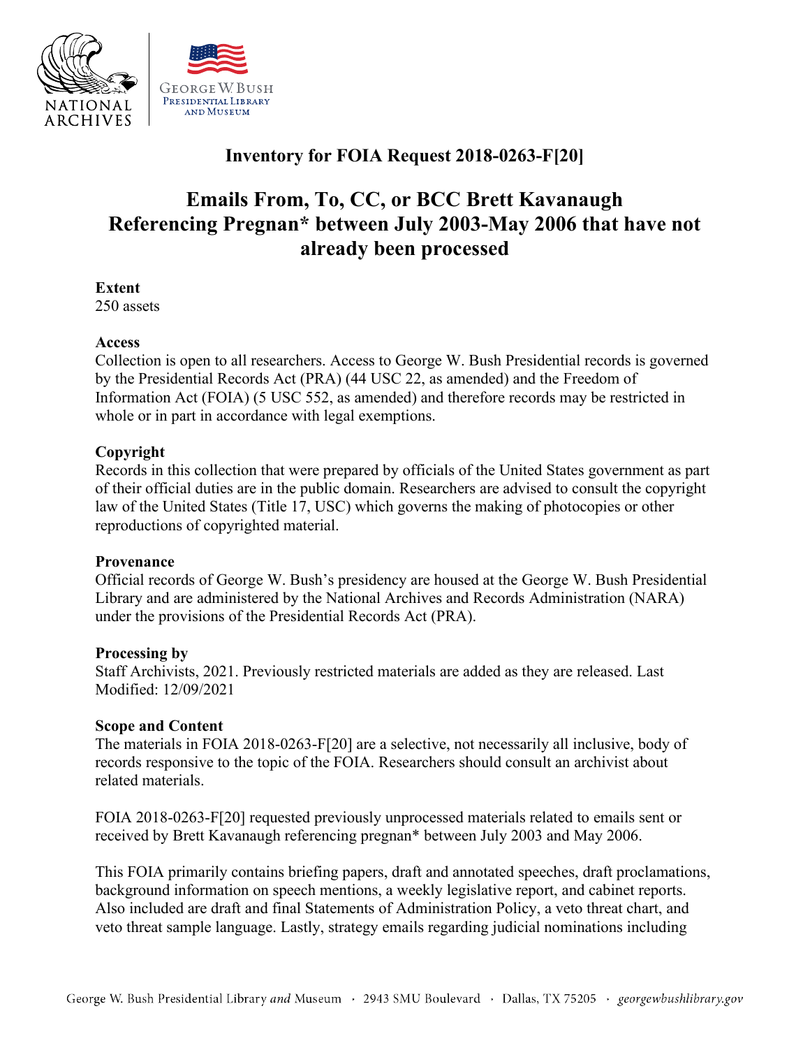# Inventory for FOIA Request 2018-0263-F[20]

## Emails From, To, CC, or BCC Brett Kavanaugh Referencing Pregnan* between July 2003-May 2006 that have not already been processed

**Extent**
250 assets

**Access**
Collection is open to all researchers. Access to George W. Bush Presidential records is governed by the Presidential Records Act (PRA) (44 USC 22, as amended) and the Freedom of Information Act (FOIA) (5 USC 552, as amended) and therefore records may be restricted in whole or in part in accordance with legal exemptions.

**Copyright**
Records in this collection that were prepared by officials of the United States government as part of their official duties are in the public domain. Researchers are advised to consult the copyright law of the United States (Title 17, USC) which governs the making of photocopies or other reproductions of copyrighted material.

**Provenance**
Official records of George W. Bush's presidency are housed at the George W. Bush Presidential Library and are administered by the National Archives and Records Administration (NARA) under the provisions of the Presidential Records Act (PRA).

**Processing by**
Staff Archivists, 2021. Previously restricted materials are added as they are released. Last Modified: 12/09/2021

**Scope and Content**
The materials in FOIA 2018-0263-F[20] are a selective, not necessarily all inclusive, body of records responsive to the topic of the FOIA. Researchers should consult an archivist about related materials.

FOIA 2018-0263-F[20] requested previously unprocessed materials related to emails sent or received by Brett Kavanaugh referencing pregnan* between July 2003 and May 2006.

This FOIA primarily contains briefing papers, draft and annotated speeches, draft proclamations, background information on speech mentions, a weekly legislative report, and cabinet reports. Also included are draft and final Statements of Administration Policy, a veto threat chart, and veto threat sample language. Lastly, strategy emails regarding judicial nominations including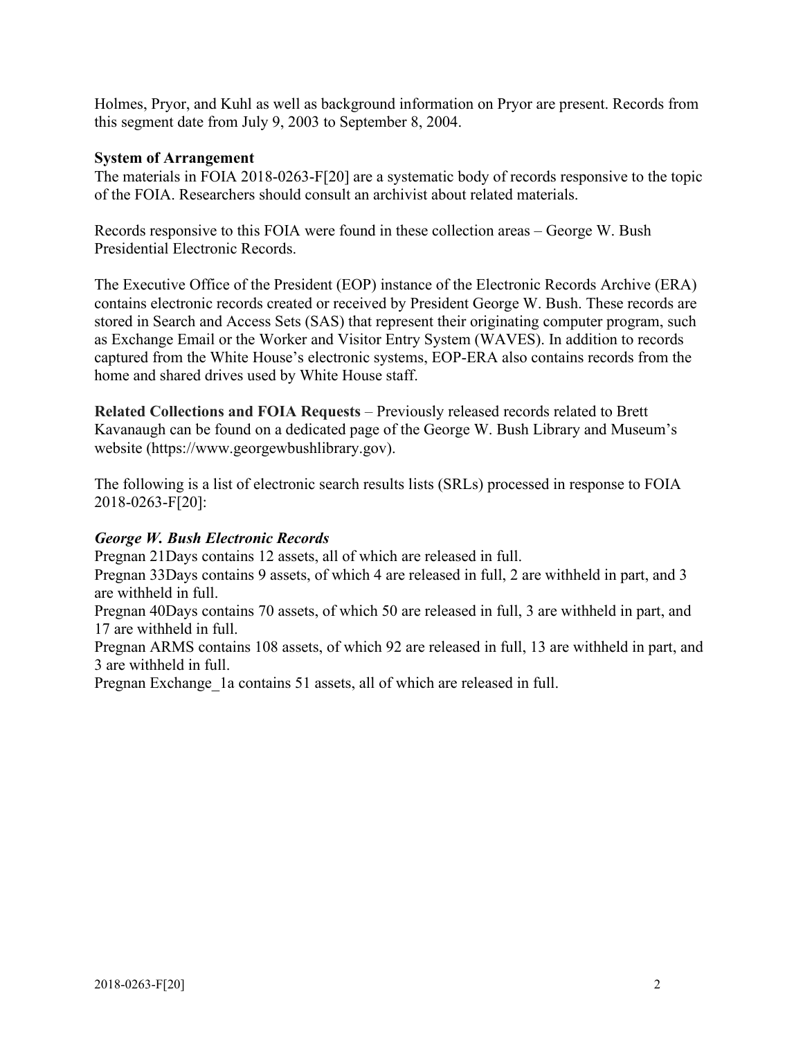Holmes, Pryor, and Kuhl as well as background information on Pryor are present. Records from this segment date from July 9, 2003 to September 8, 2004.

**System of Arrangement**
The materials in FOIA 2018-0263-F[20] are a systematic body of records responsive to the topic of the FOIA. Researchers should consult an archivist about related materials.

Records responsive to this FOIA were found in these collection areas – George W. Bush Presidential Electronic Records.

The Executive Office of the President (EOP) instance of the Electronic Records Archive (ERA) contains electronic records created or received by President George W. Bush. These records are stored in Search and Access Sets (SAS) that represent their originating computer program, such as Exchange Email or the Worker and Visitor Entry System (WAVES). In addition to records captured from the White House's electronic systems, EOP-ERA also contains records from the home and shared drives used by White House staff.

**Related Collections and FOIA Requests** – Previously released records related to Brett Kavanaugh can be found on a dedicated page of the George W. Bush Library and Museum's website (https://www.georgewbushlibrary.gov).

The following is a list of electronic search results lists (SRLs) processed in response to FOIA 2018-0263-F[20]:

***George W. Bush Electronic Records***
Pregnan 21Days contains 12 assets, all of which are released in full.
Pregnan 33Days contains 9 assets, of which 4 are released in full, 2 are withheld in part, and 3 are withheld in full.
Pregnan 40Days contains 70 assets, of which 50 are released in full, 3 are withheld in part, and 17 are withheld in full.
Pregnan ARMS contains 108 assets, of which 92 are released in full, 13 are withheld in part, and 3 are withheld in full.
Pregnan Exchange_1a contains 51 assets, all of which are released in full.